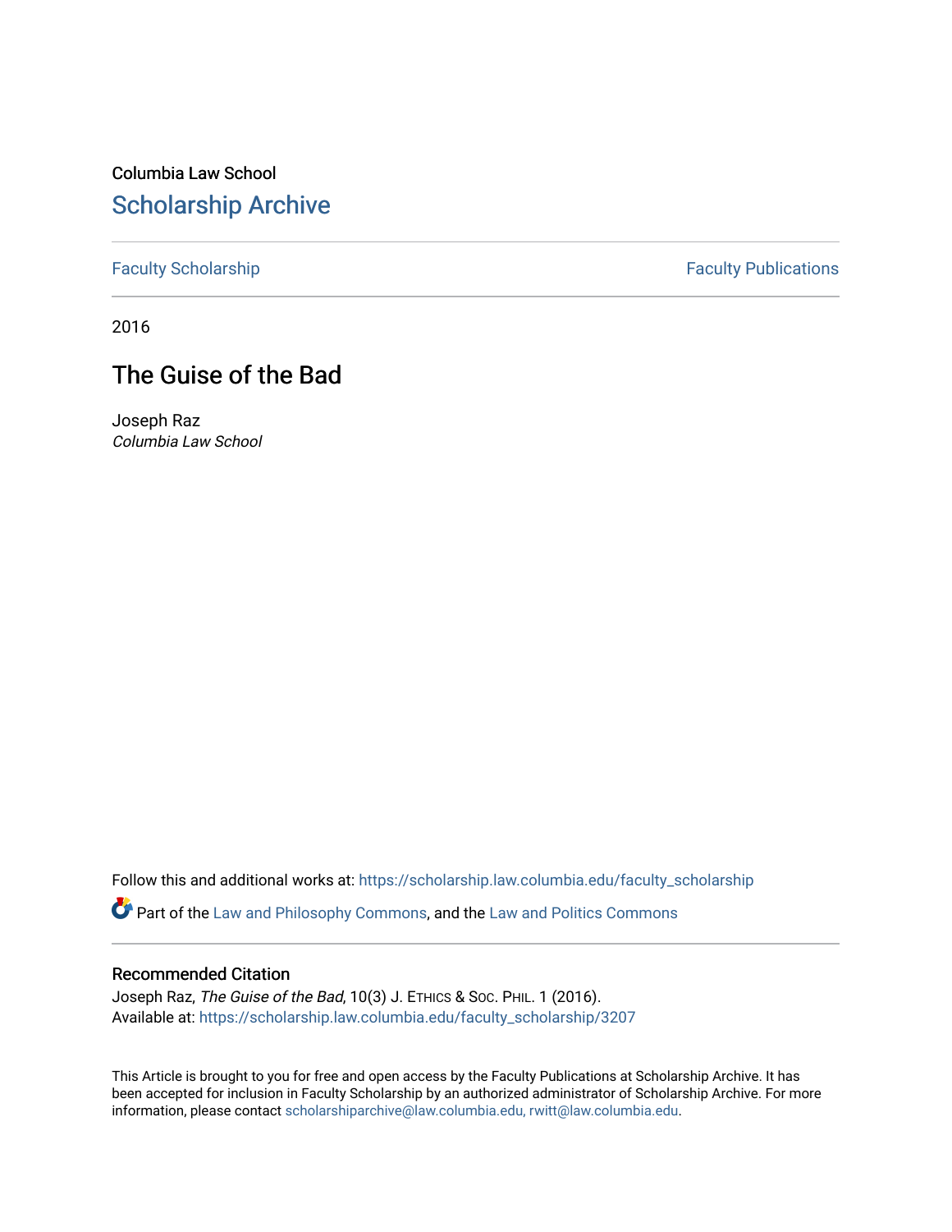Columbia Law School

# Scholarship Archive

Faculty Scholarship | Faculty Publications

2016

## The Guise of the Bad

Joseph Raz
*Columbia Law School*

Follow this and additional works at: https://scholarship.law.columbia.edu/faculty_scholarship

Part of the Law and Philosophy Commons, and the Law and Politics Commons

### Recommended Citation

Joseph Raz, *The Guise of the Bad*, 10(3) J. ETHICS & SOC. PHIL. 1 (2016).
Available at: https://scholarship.law.columbia.edu/faculty_scholarship/3207

This Article is brought to you for free and open access by the Faculty Publications at Scholarship Archive. It has been accepted for inclusion in Faculty Scholarship by an authorized administrator of Scholarship Archive. For more information, please contact scholarshiparchive@law.columbia.edu, rwitt@law.columbia.edu.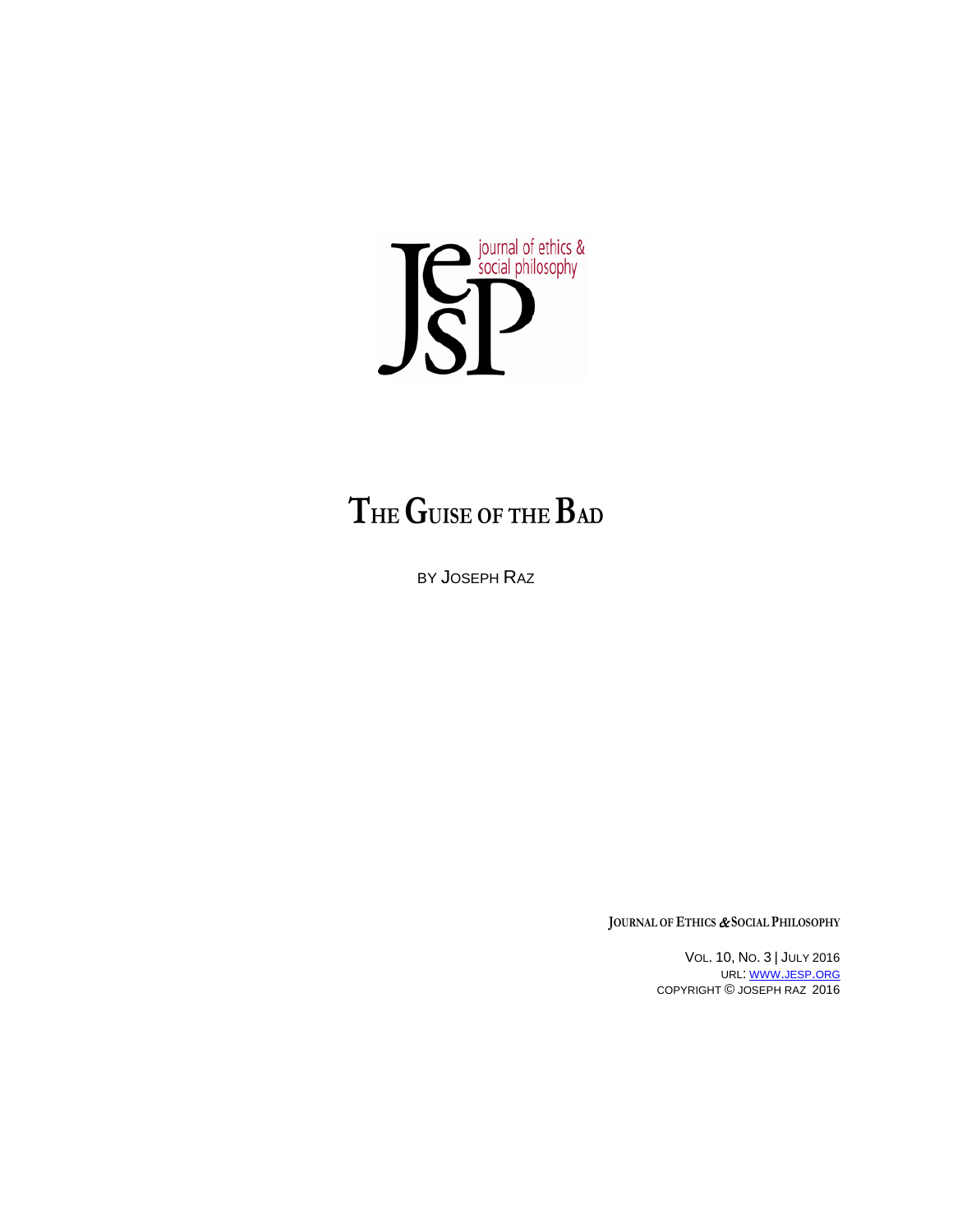# The Guise of the Bad

BY JOSEPH RAZ

JOURNAL OF ETHICS & SOCIAL PHILOSOPHY

VOL. 10, NO. 3 | JULY 2016
URL: WWW.JESP.ORG
COPYRIGHT © JOSEPH RAZ 2016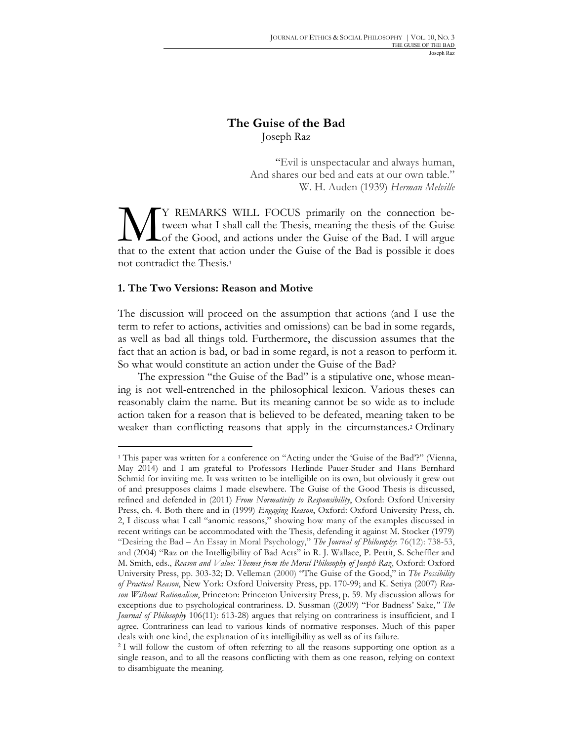# The Guise of the Bad

Joseph Raz

> "Evil is unspectacular and always human,
> And shares our bed and eats at our own table."
> W. H. Auden (1939) *Herman Melville*

MY REMARKS WILL FOCUS primarily on the connection between what I shall call the Thesis, meaning the thesis of the Guise of the Good, and actions under the Guise of the Bad. I will argue that to the extent that action under the Guise of the Bad is possible it does not contradict the Thesis.[1]

## 1. The Two Versions: Reason and Motive

The discussion will proceed on the assumption that actions (and I use the term to refer to actions, activities and omissions) can be bad in some regards, as well as bad all things told. Furthermore, the discussion assumes that the fact that an action is bad, or bad in some regard, is not a reason to perform it. So what would constitute an action under the Guise of the Bad?

The expression "the Guise of the Bad" is a stipulative one, whose meaning is not well-entrenched in the philosophical lexicon. Various theses can reasonably claim the name. But its meaning cannot be so wide as to include action taken for a reason that is believed to be defeated, meaning taken to be weaker than conflicting reasons that apply in the circumstances.[2] Ordinary

---

[1] This paper was written for a conference on "Acting under the 'Guise of the Bad'?" (Vienna, May 2014) and I am grateful to Professors Herlinde Pauer-Studer and Hans Bernhard Schmid for inviting me. It was written to be intelligible on its own, but obviously it grew out of and presupposes claims I made elsewhere. The Guise of the Good Thesis is discussed, refined and defended in (2011) *From Normativity to Responsibility*, Oxford: Oxford University Press, ch. 4. Both there and in (1999) *Engaging Reason*, Oxford: Oxford University Press, ch. 2, I discuss what I call "anomic reasons," showing how many of the examples discussed in recent writings can be accommodated with the Thesis, defending it against M. Stocker (1979) "Desiring the Bad – An Essay in Moral Psychology," *The Journal of Philosophy*: 76(12): 738-53, and (2004) "Raz on the Intelligibility of Bad Acts" in R. J. Wallace, P. Pettit, S. Scheffler and M. Smith, eds., *Reason and Value: Themes from the Moral Philosophy of Joseph Raz*, Oxford: Oxford University Press, pp. 303-32; D. Velleman (2000) "The Guise of the Good," in *The Possibility of Practical Reason*, New York: Oxford University Press, pp. 170-99; and K. Setiya (2007) *Reason Without Rationalism*, Princeton: Princeton University Press, p. 59. My discussion allows for exceptions due to psychological contrariness. D. Sussman ((2009) "For Badness' Sake," *The Journal of Philosophy* 106(11): 613-28) argues that relying on contrariness is insufficient, and I agree. Contrariness can lead to various kinds of normative responses. Much of this paper deals with one kind, the explanation of its intelligibility as well as of its failure.

[2] I will follow the custom of often referring to all the reasons supporting one option as a single reason, and to all the reasons conflicting with them as one reason, relying on context to disambiguate the meaning.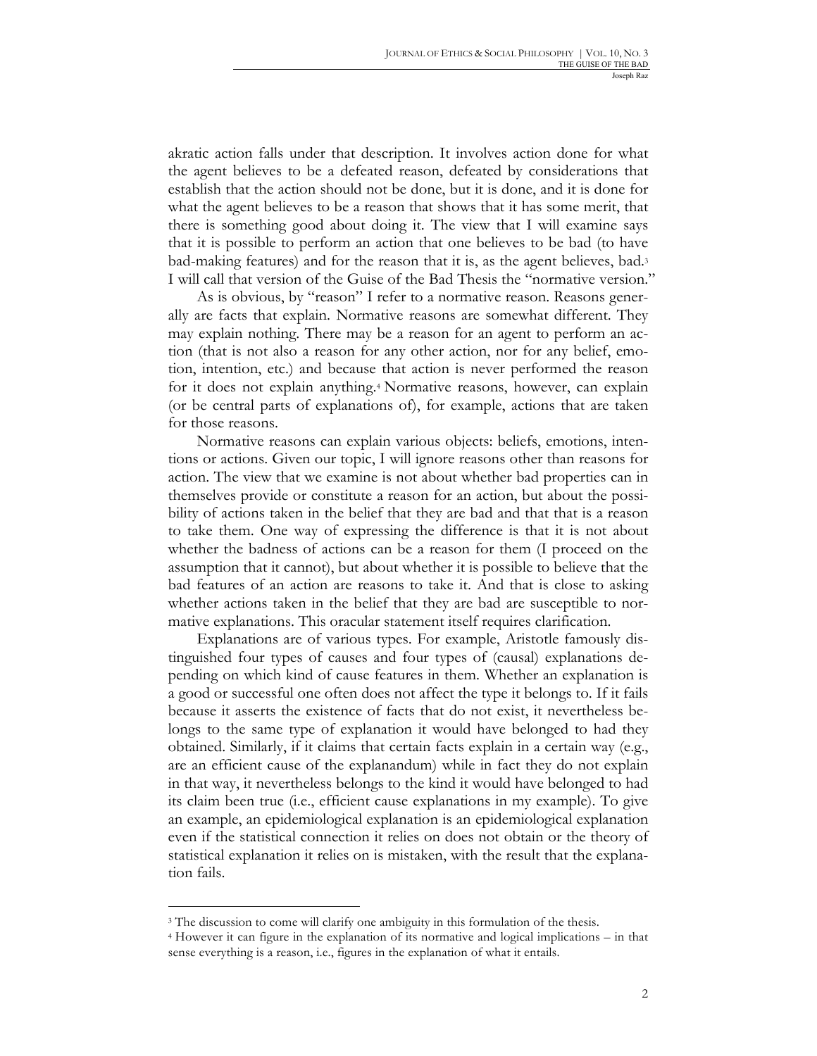akratic action falls under that description. It involves action done for what the agent believes to be a defeated reason, defeated by considerations that establish that the action should not be done, but it is done, and it is done for what the agent believes to be a reason that shows that it has some merit, that there is something good about doing it. The view that I will examine says that it is possible to perform an action that one believes to be bad (to have bad-making features) and for the reason that it is, as the agent believes, bad.[3] I will call that version of the Guise of the Bad Thesis the "normative version."

As is obvious, by "reason" I refer to a normative reason. Reasons generally are facts that explain. Normative reasons are somewhat different. They may explain nothing. There may be a reason for an agent to perform an action (that is not also a reason for any other action, nor for any belief, emotion, intention, etc.) and because that action is never performed the reason for it does not explain anything.[4] Normative reasons, however, can explain (or be central parts of explanations of), for example, actions that are taken for those reasons.

Normative reasons can explain various objects: beliefs, emotions, intentions or actions. Given our topic, I will ignore reasons other than reasons for action. The view that we examine is not about whether bad properties can in themselves provide or constitute a reason for an action, but about the possibility of actions taken in the belief that they are bad and that that is a reason to take them. One way of expressing the difference is that it is not about whether the badness of actions can be a reason for them (I proceed on the assumption that it cannot), but about whether it is possible to believe that the bad features of an action are reasons to take it. And that is close to asking whether actions taken in the belief that they are bad are susceptible to normative explanations. This oracular statement itself requires clarification.

Explanations are of various types. For example, Aristotle famously distinguished four types of causes and four types of (causal) explanations depending on which kind of cause features in them. Whether an explanation is a good or successful one often does not affect the type it belongs to. If it fails because it asserts the existence of facts that do not exist, it nevertheless belongs to the same type of explanation it would have belonged to had they obtained. Similarly, if it claims that certain facts explain in a certain way (e.g., are an efficient cause of the explanandum) while in fact they do not explain in that way, it nevertheless belongs to the kind it would have belonged to had its claim been true (i.e., efficient cause explanations in my example). To give an example, an epidemiological explanation is an epidemiological explanation even if the statistical connection it relies on does not obtain or the theory of statistical explanation it relies on is mistaken, with the result that the explanation fails.

[3] The discussion to come will clarify one ambiguity in this formulation of the thesis.

[4] However it can figure in the explanation of its normative and logical implications – in that sense everything is a reason, i.e., figures in the explanation of what it entails.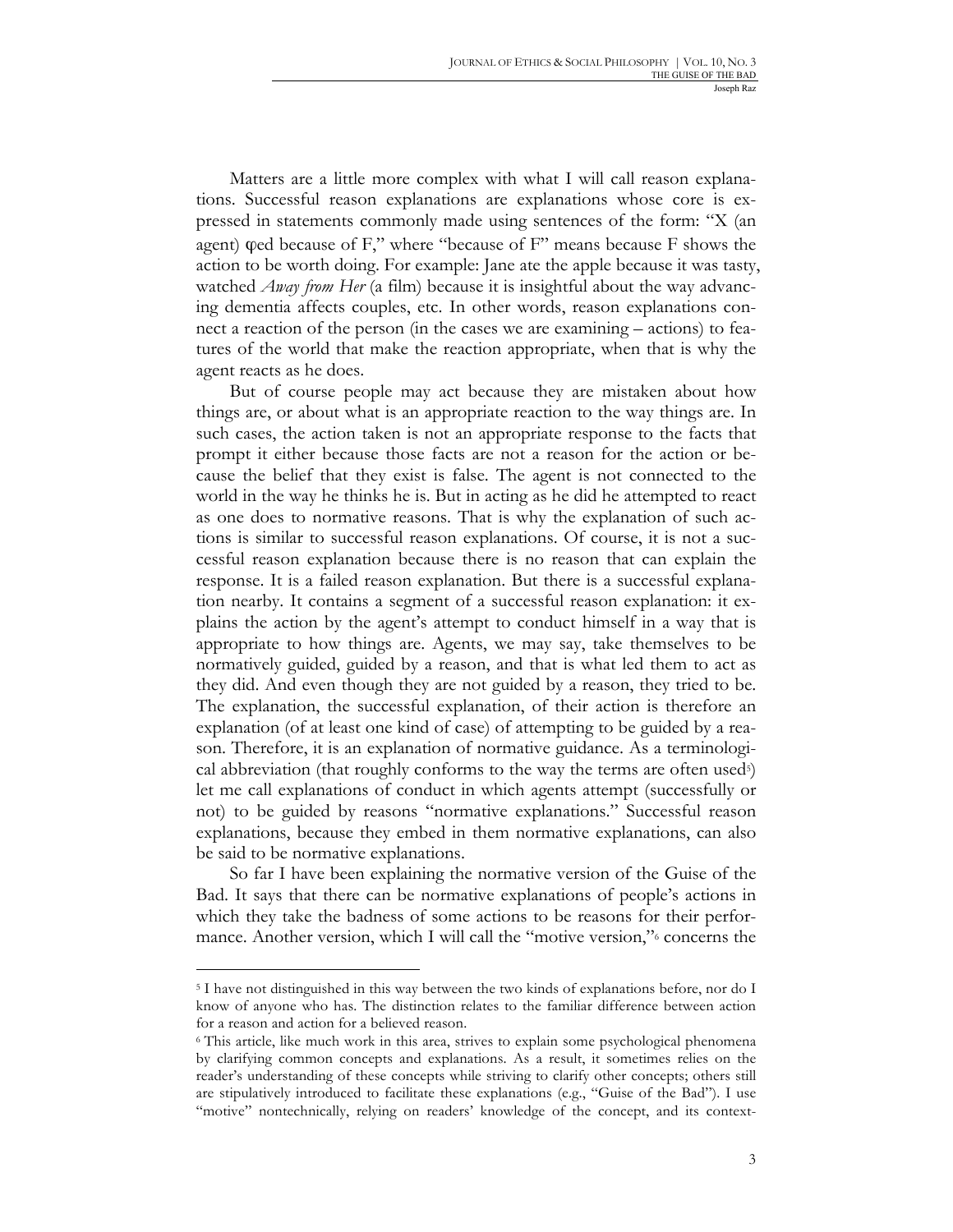Matters are a little more complex with what I will call reason explanations. Successful reason explanations are explanations whose core is expressed in statements commonly made using sentences of the form: "X (an agent) φed because of F," where "because of F" means because F shows the action to be worth doing. For example: Jane ate the apple because it was tasty, watched *Away from Her* (a film) because it is insightful about the way advancing dementia affects couples, etc. In other words, reason explanations connect a reaction of the person (in the cases we are examining – actions) to features of the world that make the reaction appropriate, when that is why the agent reacts as he does.

But of course people may act because they are mistaken about how things are, or about what is an appropriate reaction to the way things are. In such cases, the action taken is not an appropriate response to the facts that prompt it either because those facts are not a reason for the action or because the belief that they exist is false. The agent is not connected to the world in the way he thinks he is. But in acting as he did he attempted to react as one does to normative reasons. That is why the explanation of such actions is similar to successful reason explanations. Of course, it is not a successful reason explanation because there is no reason that can explain the response. It is a failed reason explanation. But there is a successful explanation nearby. It contains a segment of a successful reason explanation: it explains the action by the agent's attempt to conduct himself in a way that is appropriate to how things are. Agents, we may say, take themselves to be normatively guided, guided by a reason, and that is what led them to act as they did. And even though they are not guided by a reason, they tried to be. The explanation, the successful explanation, of their action is therefore an explanation (of at least one kind of case) of attempting to be guided by a reason. Therefore, it is an explanation of normative guidance. As a terminological abbreviation (that roughly conforms to the way the terms are often used[5]) let me call explanations of conduct in which agents attempt (successfully or not) to be guided by reasons "normative explanations." Successful reason explanations, because they embed in them normative explanations, can also be said to be normative explanations.

So far I have been explaining the normative version of the Guise of the Bad. It says that there can be normative explanations of people's actions in which they take the badness of some actions to be reasons for their performance. Another version, which I will call the "motive version,"[6] concerns the

---

[5] I have not distinguished in this way between the two kinds of explanations before, nor do I know of anyone who has. The distinction relates to the familiar difference between action for a reason and action for a believed reason.

[6] This article, like much work in this area, strives to explain some psychological phenomena by clarifying common concepts and explanations. As a result, it sometimes relies on the reader's understanding of these concepts while striving to clarify other concepts; others still are stipulatively introduced to facilitate these explanations (e.g., "Guise of the Bad"). I use "motive" nontechnically, relying on readers' knowledge of the concept, and its context-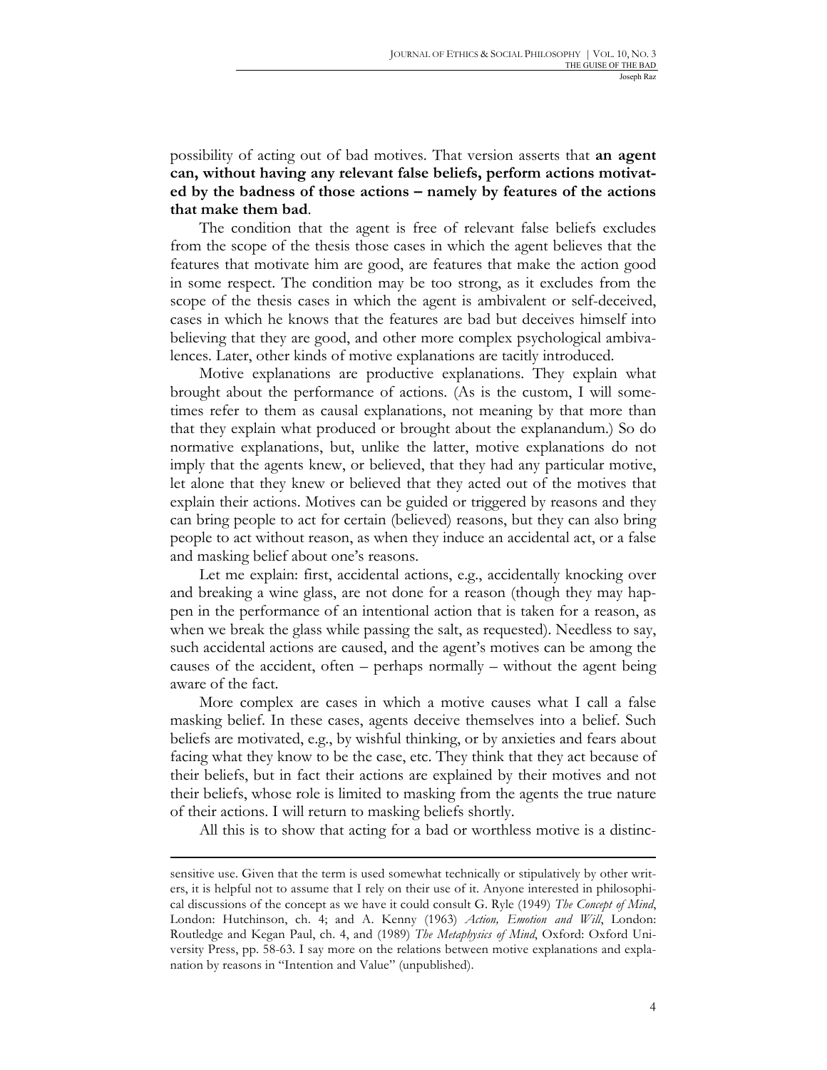possibility of acting out of bad motives. That version asserts that **an agent can, without having any relevant false beliefs, perform actions motivated by the badness of those actions – namely by features of the actions that make them bad**.

The condition that the agent is free of relevant false beliefs excludes from the scope of the thesis those cases in which the agent believes that the features that motivate him are good, are features that make the action good in some respect. The condition may be too strong, as it excludes from the scope of the thesis cases in which the agent is ambivalent or self-deceived, cases in which he knows that the features are bad but deceives himself into believing that they are good, and other more complex psychological ambivalences. Later, other kinds of motive explanations are tacitly introduced.

Motive explanations are productive explanations. They explain what brought about the performance of actions. (As is the custom, I will sometimes refer to them as causal explanations, not meaning by that more than that they explain what produced or brought about the explanandum.) So do normative explanations, but, unlike the latter, motive explanations do not imply that the agents knew, or believed, that they had any particular motive, let alone that they knew or believed that they acted out of the motives that explain their actions. Motives can be guided or triggered by reasons and they can bring people to act for certain (believed) reasons, but they can also bring people to act without reason, as when they induce an accidental act, or a false and masking belief about one's reasons.

Let me explain: first, accidental actions, e.g., accidentally knocking over and breaking a wine glass, are not done for a reason (though they may happen in the performance of an intentional action that is taken for a reason, as when we break the glass while passing the salt, as requested). Needless to say, such accidental actions are caused, and the agent's motives can be among the causes of the accident, often – perhaps normally – without the agent being aware of the fact.

More complex are cases in which a motive causes what I call a false masking belief. In these cases, agents deceive themselves into a belief. Such beliefs are motivated, e.g., by wishful thinking, or by anxieties and fears about facing what they know to be the case, etc. They think that they act because of their beliefs, but in fact their actions are explained by their motives and not their beliefs, whose role is limited to masking from the agents the true nature of their actions. I will return to masking beliefs shortly.

All this is to show that acting for a bad or worthless motive is a distinc-

---

sensitive use. Given that the term is used somewhat technically or stipulatively by other writers, it is helpful not to assume that I rely on their use of it. Anyone interested in philosophical discussions of the concept as we have it could consult G. Ryle (1949) *The Concept of Mind*, London: Hutchinson, ch. 4; and A. Kenny (1963) *Action, Emotion and Will*, London: Routledge and Kegan Paul, ch. 4, and (1989) *The Metaphysics of Mind*, Oxford: Oxford University Press, pp. 58-63. I say more on the relations between motive explanations and explanation by reasons in "Intention and Value" (unpublished).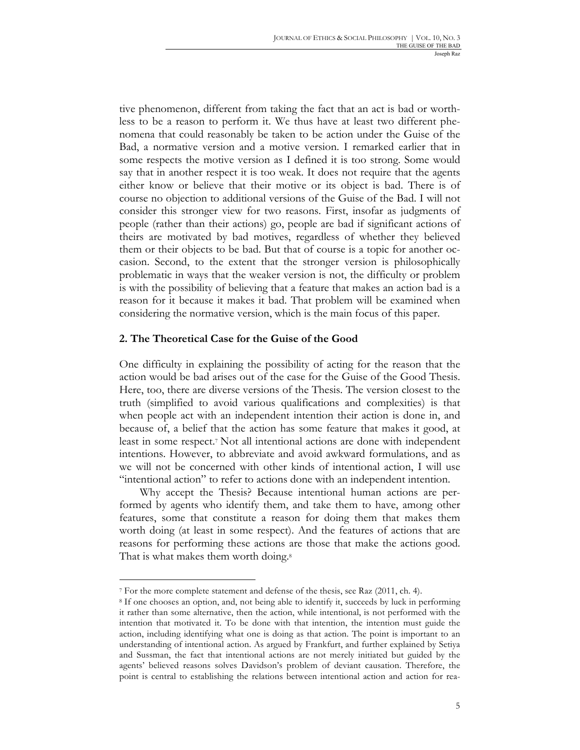tive phenomenon, different from taking the fact that an act is bad or worthless to be a reason to perform it. We thus have at least two different phenomena that could reasonably be taken to be action under the Guise of the Bad, a normative version and a motive version. I remarked earlier that in some respects the motive version as I defined it is too strong. Some would say that in another respect it is too weak. It does not require that the agents either know or believe that their motive or its object is bad. There is of course no objection to additional versions of the Guise of the Bad. I will not consider this stronger view for two reasons. First, insofar as judgments of people (rather than their actions) go, people are bad if significant actions of theirs are motivated by bad motives, regardless of whether they believed them or their objects to be bad. But that of course is a topic for another occasion. Second, to the extent that the stronger version is philosophically problematic in ways that the weaker version is not, the difficulty or problem is with the possibility of believing that a feature that makes an action bad is a reason for it because it makes it bad. That problem will be examined when considering the normative version, which is the main focus of this paper.

## 2. The Theoretical Case for the Guise of the Good

One difficulty in explaining the possibility of acting for the reason that the action would be bad arises out of the case for the Guise of the Good Thesis. Here, too, there are diverse versions of the Thesis. The version closest to the truth (simplified to avoid various qualifications and complexities) is that when people act with an independent intention their action is done in, and because of, a belief that the action has some feature that makes it good, at least in some respect.[7] Not all intentional actions are done with independent intentions. However, to abbreviate and avoid awkward formulations, and as we will not be concerned with other kinds of intentional action, I will use "intentional action" to refer to actions done with an independent intention.

Why accept the Thesis? Because intentional human actions are performed by agents who identify them, and take them to have, among other features, some that constitute a reason for doing them that makes them worth doing (at least in some respect). And the features of actions that are reasons for performing these actions are those that make the actions good. That is what makes them worth doing.[8]

---

[7] For the more complete statement and defense of the thesis, see Raz (2011, ch. 4).

[8] If one chooses an option, and, not being able to identify it, succeeds by luck in performing it rather than some alternative, then the action, while intentional, is not performed with the intention that motivated it. To be done with that intention, the intention must guide the action, including identifying what one is doing as that action. The point is important to an understanding of intentional action. As argued by Frankfurt, and further explained by Setiya and Sussman, the fact that intentional actions are not merely initiated but guided by the agents' believed reasons solves Davidson's problem of deviant causation. Therefore, the point is central to establishing the relations between intentional action and action for rea-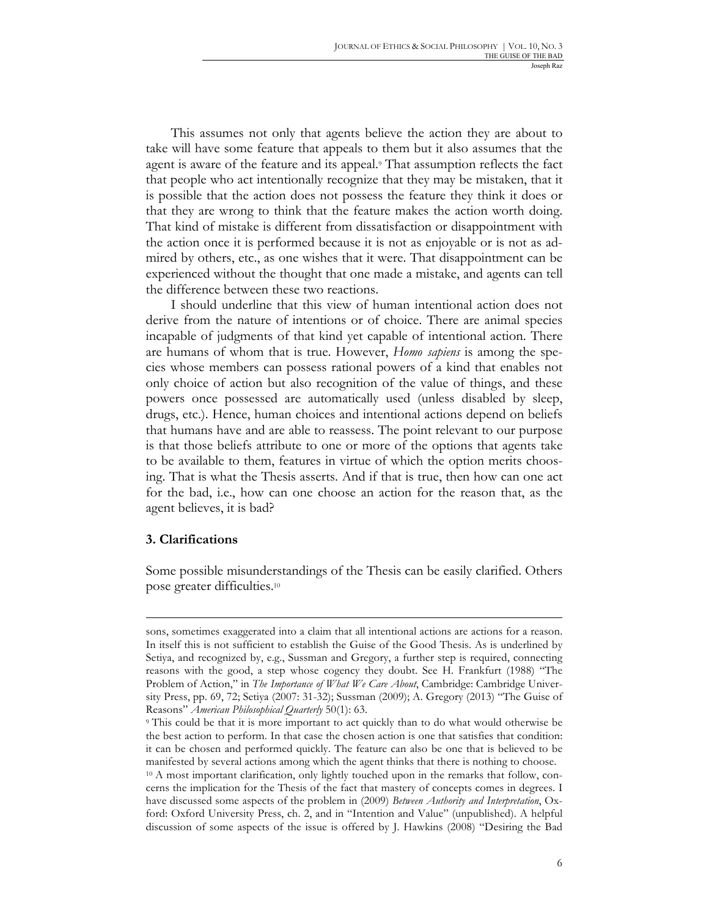This assumes not only that agents believe the action they are about to take will have some feature that appeals to them but it also assumes that the agent is aware of the feature and its appeal.[9] That assumption reflects the fact that people who act intentionally recognize that they may be mistaken, that it is possible that the action does not possess the feature they think it does or that they are wrong to think that the feature makes the action worth doing. That kind of mistake is different from dissatisfaction or disappointment with the action once it is performed because it is not as enjoyable or is not as admired by others, etc., as one wishes that it were. That disappointment can be experienced without the thought that one made a mistake, and agents can tell the difference between these two reactions.

I should underline that this view of human intentional action does not derive from the nature of intentions or of choice. There are animal species incapable of judgments of that kind yet capable of intentional action. There are humans of whom that is true. However, *Homo sapiens* is among the species whose members can possess rational powers of a kind that enables not only choice of action but also recognition of the value of things, and these powers once possessed are automatically used (unless disabled by sleep, drugs, etc.). Hence, human choices and intentional actions depend on beliefs that humans have and are able to reassess. The point relevant to our purpose is that those beliefs attribute to one or more of the options that agents take to be available to them, features in virtue of which the option merits choosing. That is what the Thesis asserts. And if that is true, then how can one act for the bad, i.e., how can one choose an action for the reason that, as the agent believes, it is bad?

## 3. Clarifications

Some possible misunderstandings of the Thesis can be easily clarified. Others pose greater difficulties.[10]

---

sons, sometimes exaggerated into a claim that all intentional actions are actions for a reason. In itself this is not sufficient to establish the Guise of the Good Thesis. As is underlined by Setiya, and recognized by, e.g., Sussman and Gregory, a further step is required, connecting reasons with the good, a step whose cogency they doubt. See H. Frankfurt (1988) "The Problem of Action," in *The Importance of What We Care About*, Cambridge: Cambridge University Press, pp. 69, 72; Setiya (2007: 31-32); Sussman (2009); A. Gregory (2013) "The Guise of Reasons" *American Philosophical Quarterly* 50(1): 63.

[9] This could be that it is more important to act quickly than to do what would otherwise be the best action to perform. In that case the chosen action is one that satisfies that condition: it can be chosen and performed quickly. The feature can also be one that is believed to be manifested by several actions among which the agent thinks that there is nothing to choose.

[10] A most important clarification, only lightly touched upon in the remarks that follow, concerns the implication for the Thesis of the fact that mastery of concepts comes in degrees. I have discussed some aspects of the problem in (2009) *Between Authority and Interpretation*, Oxford: Oxford University Press, ch. 2, and in "Intention and Value" (unpublished). A helpful discussion of some aspects of the issue is offered by J. Hawkins (2008) "Desiring the Bad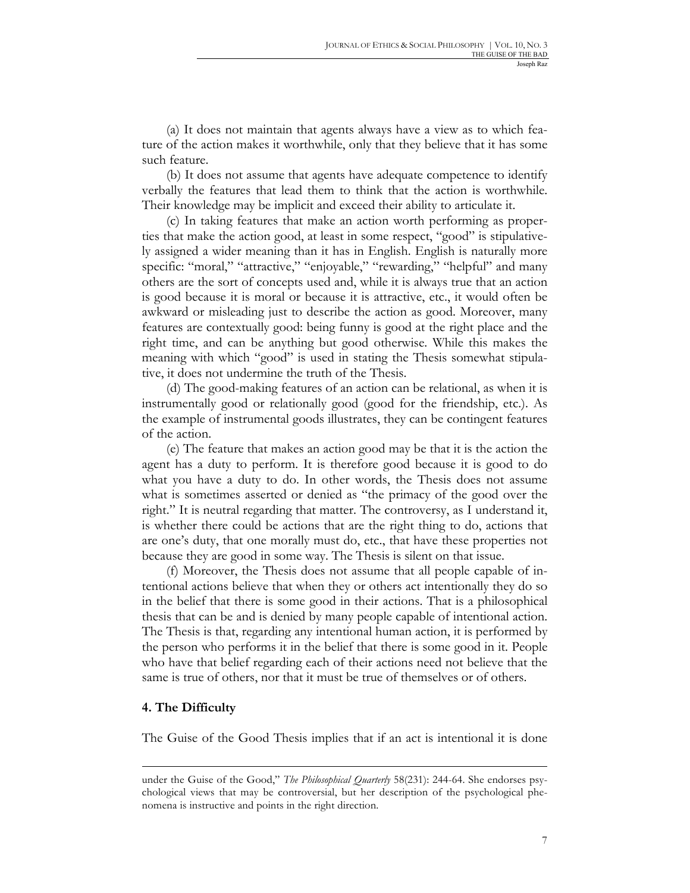(a) It does not maintain that agents always have a view as to which feature of the action makes it worthwhile, only that they believe that it has some such feature.

(b) It does not assume that agents have adequate competence to identify verbally the features that lead them to think that the action is worthwhile. Their knowledge may be implicit and exceed their ability to articulate it.

(c) In taking features that make an action worth performing as properties that make the action good, at least in some respect, "good" is stipulatively assigned a wider meaning than it has in English. English is naturally more specific: "moral," "attractive," "enjoyable," "rewarding," "helpful" and many others are the sort of concepts used and, while it is always true that an action is good because it is moral or because it is attractive, etc., it would often be awkward or misleading just to describe the action as good. Moreover, many features are contextually good: being funny is good at the right place and the right time, and can be anything but good otherwise. While this makes the meaning with which "good" is used in stating the Thesis somewhat stipulative, it does not undermine the truth of the Thesis.

(d) The good-making features of an action can be relational, as when it is instrumentally good or relationally good (good for the friendship, etc.). As the example of instrumental goods illustrates, they can be contingent features of the action.

(e) The feature that makes an action good may be that it is the action the agent has a duty to perform. It is therefore good because it is good to do what you have a duty to do. In other words, the Thesis does not assume what is sometimes asserted or denied as "the primacy of the good over the right." It is neutral regarding that matter. The controversy, as I understand it, is whether there could be actions that are the right thing to do, actions that are one's duty, that one morally must do, etc., that have these properties not because they are good in some way. The Thesis is silent on that issue.

(f) Moreover, the Thesis does not assume that all people capable of intentional actions believe that when they or others act intentionally they do so in the belief that there is some good in their actions. That is a philosophical thesis that can be and is denied by many people capable of intentional action. The Thesis is that, regarding any intentional human action, it is performed by the person who performs it in the belief that there is some good in it. People who have that belief regarding each of their actions need not believe that the same is true of others, nor that it must be true of themselves or of others.

## 4. The Difficulty

The Guise of the Good Thesis implies that if an act is intentional it is done

under the Guise of the Good," *The Philosophical Quarterly* 58(231): 244-64. She endorses psychological views that may be controversial, but her description of the psychological phenomena is instructive and points in the right direction.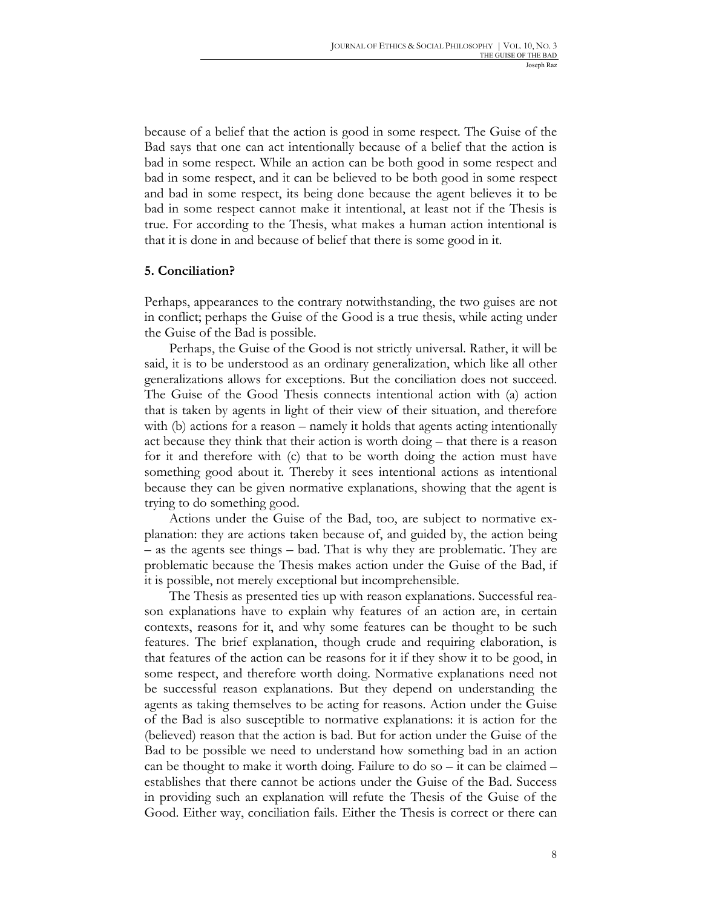because of a belief that the action is good in some respect. The Guise of the Bad says that one can act intentionally because of a belief that the action is bad in some respect. While an action can be both good in some respect and bad in some respect, and it can be believed to be both good in some respect and bad in some respect, its being done because the agent believes it to be bad in some respect cannot make it intentional, at least not if the Thesis is true. For according to the Thesis, what makes a human action intentional is that it is done in and because of belief that there is some good in it.

## 5. Conciliation?

Perhaps, appearances to the contrary notwithstanding, the two guises are not in conflict; perhaps the Guise of the Good is a true thesis, while acting under the Guise of the Bad is possible.

Perhaps, the Guise of the Good is not strictly universal. Rather, it will be said, it is to be understood as an ordinary generalization, which like all other generalizations allows for exceptions. But the conciliation does not succeed. The Guise of the Good Thesis connects intentional action with (a) action that is taken by agents in light of their view of their situation, and therefore with (b) actions for a reason – namely it holds that agents acting intentionally act because they think that their action is worth doing – that there is a reason for it and therefore with (c) that to be worth doing the action must have something good about it. Thereby it sees intentional actions as intentional because they can be given normative explanations, showing that the agent is trying to do something good.

Actions under the Guise of the Bad, too, are subject to normative explanation: they are actions taken because of, and guided by, the action being – as the agents see things – bad. That is why they are problematic. They are problematic because the Thesis makes action under the Guise of the Bad, if it is possible, not merely exceptional but incomprehensible.

The Thesis as presented ties up with reason explanations. Successful reason explanations have to explain why features of an action are, in certain contexts, reasons for it, and why some features can be thought to be such features. The brief explanation, though crude and requiring elaboration, is that features of the action can be reasons for it if they show it to be good, in some respect, and therefore worth doing. Normative explanations need not be successful reason explanations. But they depend on understanding the agents as taking themselves to be acting for reasons. Action under the Guise of the Bad is also susceptible to normative explanations: it is action for the (believed) reason that the action is bad. But for action under the Guise of the Bad to be possible we need to understand how something bad in an action can be thought to make it worth doing. Failure to do so – it can be claimed – establishes that there cannot be actions under the Guise of the Bad. Success in providing such an explanation will refute the Thesis of the Guise of the Good. Either way, conciliation fails. Either the Thesis is correct or there can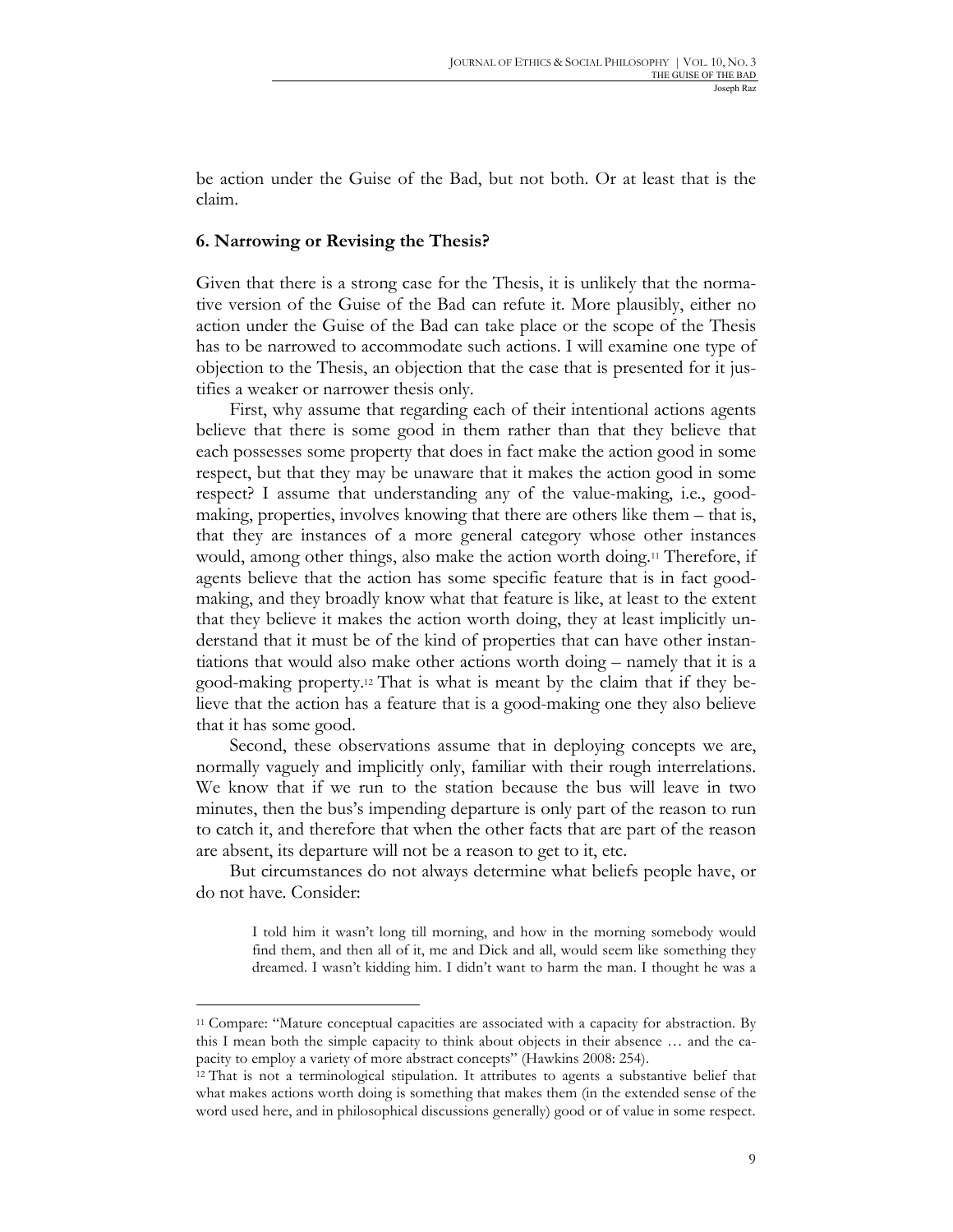be action under the Guise of the Bad, but not both. Or at least that is the claim.

## 6. Narrowing or Revising the Thesis?

Given that there is a strong case for the Thesis, it is unlikely that the normative version of the Guise of the Bad can refute it. More plausibly, either no action under the Guise of the Bad can take place or the scope of the Thesis has to be narrowed to accommodate such actions. I will examine one type of objection to the Thesis, an objection that the case that is presented for it justifies a weaker or narrower thesis only.

First, why assume that regarding each of their intentional actions agents believe that there is some good in them rather than that they believe that each possesses some property that does in fact make the action good in some respect, but that they may be unaware that it makes the action good in some respect? I assume that understanding any of the value-making, i.e., good-making, properties, involves knowing that there are others like them – that is, that they are instances of a more general category whose other instances would, among other things, also make the action worth doing.[11] Therefore, if agents believe that the action has some specific feature that is in fact good-making, and they broadly know what that feature is like, at least to the extent that they believe it makes the action worth doing, they at least implicitly understand that it must be of the kind of properties that can have other instantiations that would also make other actions worth doing – namely that it is a good-making property.[12] That is what is meant by the claim that if they believe that the action has a feature that is a good-making one they also believe that it has some good.

Second, these observations assume that in deploying concepts we are, normally vaguely and implicitly only, familiar with their rough interrelations. We know that if we run to the station because the bus will leave in two minutes, then the bus's impending departure is only part of the reason to run to catch it, and therefore that when the other facts that are part of the reason are absent, its departure will not be a reason to get to it, etc.

But circumstances do not always determine what beliefs people have, or do not have. Consider:

> I told him it wasn't long till morning, and how in the morning somebody would find them, and then all of it, me and Dick and all, would seem like something they dreamed. I wasn't kidding him. I didn't want to harm the man. I thought he was a

---

[11] Compare: "Mature conceptual capacities are associated with a capacity for abstraction. By this I mean both the simple capacity to think about objects in their absence … and the capacity to employ a variety of more abstract concepts" (Hawkins 2008: 254).

[12] That is not a terminological stipulation. It attributes to agents a substantive belief that what makes actions worth doing is something that makes them (in the extended sense of the word used here, and in philosophical discussions generally) good or of value in some respect.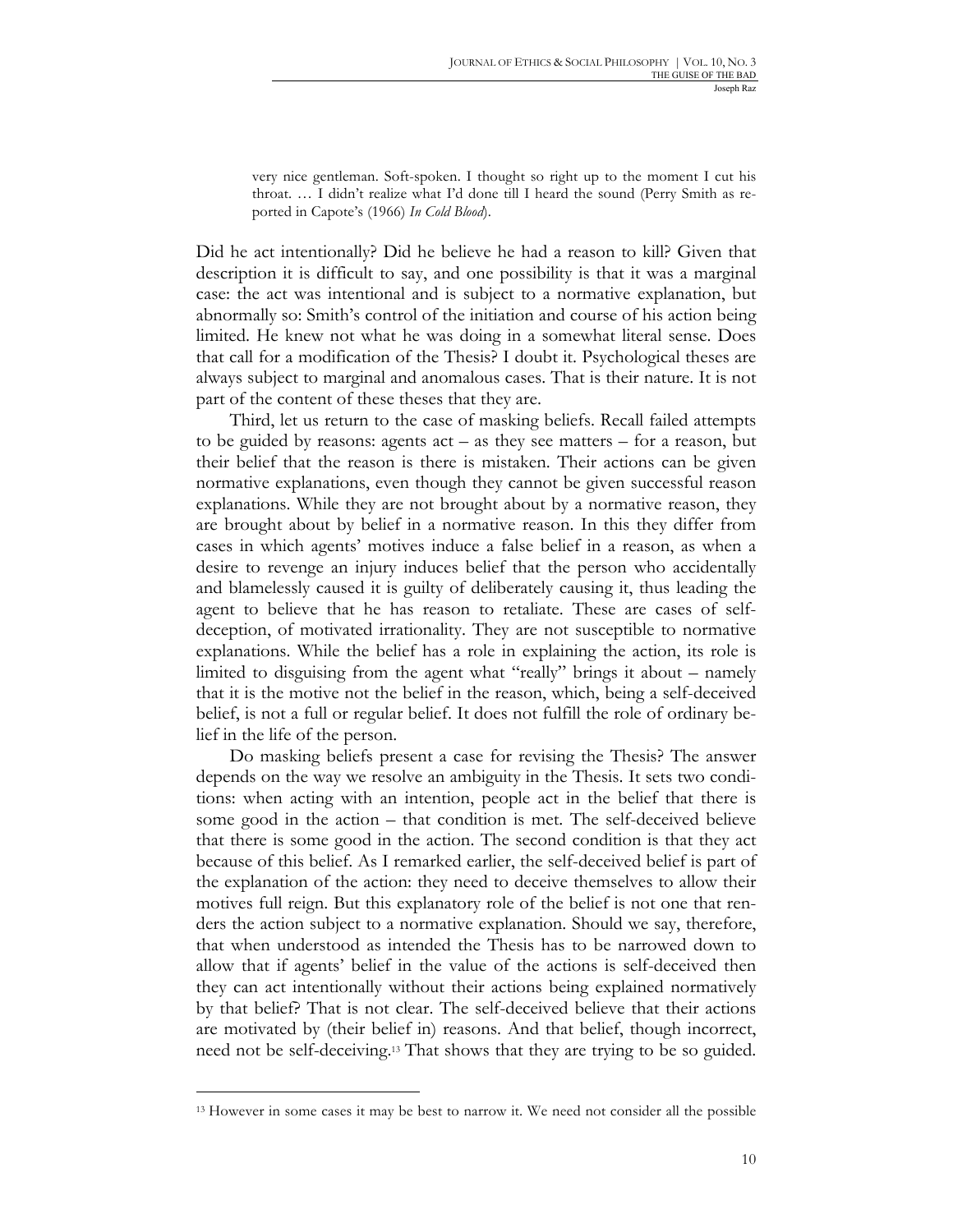> very nice gentleman. Soft-spoken. I thought so right up to the moment I cut his throat. … I didn't realize what I'd done till I heard the sound (Perry Smith as reported in Capote's (1966) *In Cold Blood*).

Did he act intentionally? Did he believe he had a reason to kill? Given that description it is difficult to say, and one possibility is that it was a marginal case: the act was intentional and is subject to a normative explanation, but abnormally so: Smith's control of the initiation and course of his action being limited. He knew not what he was doing in a somewhat literal sense. Does that call for a modification of the Thesis? I doubt it. Psychological theses are always subject to marginal and anomalous cases. That is their nature. It is not part of the content of these theses that they are.

Third, let us return to the case of masking beliefs. Recall failed attempts to be guided by reasons: agents act – as they see matters – for a reason, but their belief that the reason is there is mistaken. Their actions can be given normative explanations, even though they cannot be given successful reason explanations. While they are not brought about by a normative reason, they are brought about by belief in a normative reason. In this they differ from cases in which agents' motives induce a false belief in a reason, as when a desire to revenge an injury induces belief that the person who accidentally and blamelessly caused it is guilty of deliberately causing it, thus leading the agent to believe that he has reason to retaliate. These are cases of self-deception, of motivated irrationality. They are not susceptible to normative explanations. While the belief has a role in explaining the action, its role is limited to disguising from the agent what "really" brings it about – namely that it is the motive not the belief in the reason, which, being a self-deceived belief, is not a full or regular belief. It does not fulfill the role of ordinary belief in the life of the person.

Do masking beliefs present a case for revising the Thesis? The answer depends on the way we resolve an ambiguity in the Thesis. It sets two conditions: when acting with an intention, people act in the belief that there is some good in the action – that condition is met. The self-deceived believe that there is some good in the action. The second condition is that they act because of this belief. As I remarked earlier, the self-deceived belief is part of the explanation of the action: they need to deceive themselves to allow their motives full reign. But this explanatory role of the belief is not one that renders the action subject to a normative explanation. Should we say, therefore, that when understood as intended the Thesis has to be narrowed down to allow that if agents' belief in the value of the actions is self-deceived then they can act intentionally without their actions being explained normatively by that belief? That is not clear. The self-deceived believe that their actions are motivated by (their belief in) reasons. And that belief, though incorrect, need not be self-deceiving.[13] That shows that they are trying to be so guided.

---

[13] However in some cases it may be best to narrow it. We need not consider all the possible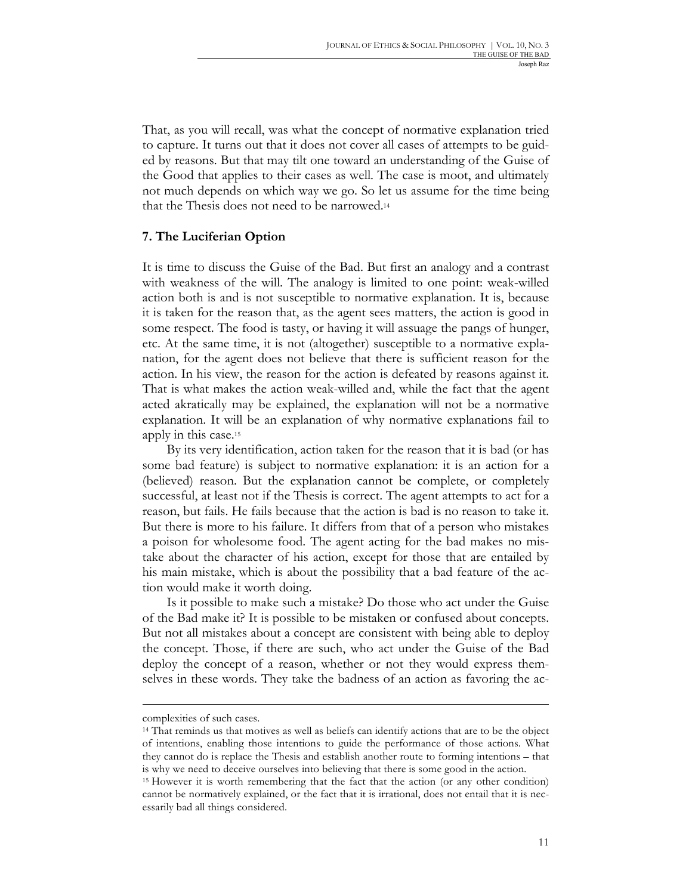That, as you will recall, was what the concept of normative explanation tried to capture. It turns out that it does not cover all cases of attempts to be guided by reasons. But that may tilt one toward an understanding of the Guise of the Good that applies to their cases as well. The case is moot, and ultimately not much depends on which way we go. So let us assume for the time being that the Thesis does not need to be narrowed.[14]

## 7. The Luciferian Option

It is time to discuss the Guise of the Bad. But first an analogy and a contrast with weakness of the will. The analogy is limited to one point: weak-willed action both is and is not susceptible to normative explanation. It is, because it is taken for the reason that, as the agent sees matters, the action is good in some respect. The food is tasty, or having it will assuage the pangs of hunger, etc. At the same time, it is not (altogether) susceptible to a normative explanation, for the agent does not believe that there is sufficient reason for the action. In his view, the reason for the action is defeated by reasons against it. That is what makes the action weak-willed and, while the fact that the agent acted akratically may be explained, the explanation will not be a normative explanation. It will be an explanation of why normative explanations fail to apply in this case.[15]

By its very identification, action taken for the reason that it is bad (or has some bad feature) is subject to normative explanation: it is an action for a (believed) reason. But the explanation cannot be complete, or completely successful, at least not if the Thesis is correct. The agent attempts to act for a reason, but fails. He fails because that the action is bad is no reason to take it. But there is more to his failure. It differs from that of a person who mistakes a poison for wholesome food. The agent acting for the bad makes no mistake about the character of his action, except for those that are entailed by his main mistake, which is about the possibility that a bad feature of the action would make it worth doing.

Is it possible to make such a mistake? Do those who act under the Guise of the Bad make it? It is possible to be mistaken or confused about concepts. But not all mistakes about a concept are consistent with being able to deploy the concept. Those, if there are such, who act under the Guise of the Bad deploy the concept of a reason, whether or not they would express themselves in these words. They take the badness of an action as favoring the ac-

---

complexities of such cases.

[14] That reminds us that motives as well as beliefs can identify actions that are to be the object of intentions, enabling those intentions to guide the performance of those actions. What they cannot do is replace the Thesis and establish another route to forming intentions – that is why we need to deceive ourselves into believing that there is some good in the action.

[15] However it is worth remembering that the fact that the action (or any other condition) cannot be normatively explained, or the fact that it is irrational, does not entail that it is necessarily bad all things considered.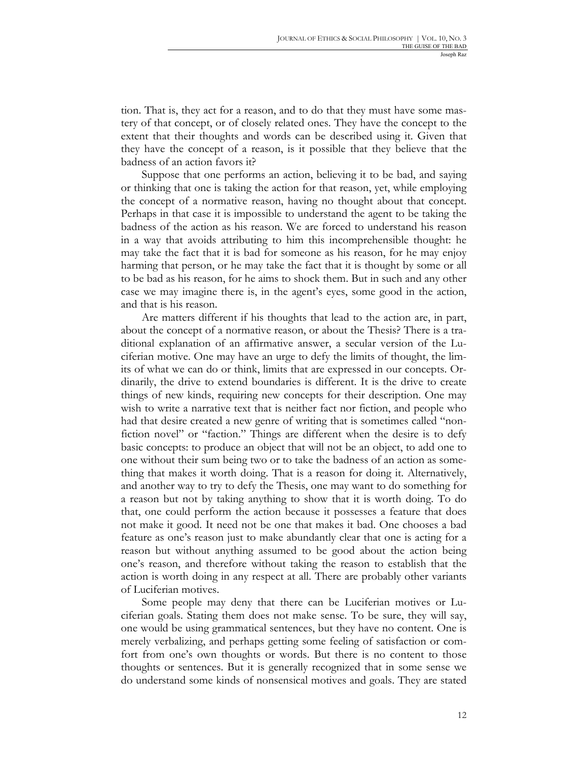tion. That is, they act for a reason, and to do that they must have some mastery of that concept, or of closely related ones. They have the concept to the extent that their thoughts and words can be described using it. Given that they have the concept of a reason, is it possible that they believe that the badness of an action favors it?

Suppose that one performs an action, believing it to be bad, and saying or thinking that one is taking the action for that reason, yet, while employing the concept of a normative reason, having no thought about that concept. Perhaps in that case it is impossible to understand the agent to be taking the badness of the action as his reason. We are forced to understand his reason in a way that avoids attributing to him this incomprehensible thought: he may take the fact that it is bad for someone as his reason, for he may enjoy harming that person, or he may take the fact that it is thought by some or all to be bad as his reason, for he aims to shock them. But in such and any other case we may imagine there is, in the agent's eyes, some good in the action, and that is his reason.

Are matters different if his thoughts that lead to the action are, in part, about the concept of a normative reason, or about the Thesis? There is a traditional explanation of an affirmative answer, a secular version of the Luciferian motive. One may have an urge to defy the limits of thought, the limits of what we can do or think, limits that are expressed in our concepts. Ordinarily, the drive to extend boundaries is different. It is the drive to create things of new kinds, requiring new concepts for their description. One may wish to write a narrative text that is neither fact nor fiction, and people who had that desire created a new genre of writing that is sometimes called "non-fiction novel" or "faction." Things are different when the desire is to defy basic concepts: to produce an object that will not be an object, to add one to one without their sum being two or to take the badness of an action as something that makes it worth doing. That is a reason for doing it. Alternatively, and another way to try to defy the Thesis, one may want to do something for a reason but not by taking anything to show that it is worth doing. To do that, one could perform the action because it possesses a feature that does not make it good. It need not be one that makes it bad. One chooses a bad feature as one's reason just to make abundantly clear that one is acting for a reason but without anything assumed to be good about the action being one's reason, and therefore without taking the reason to establish that the action is worth doing in any respect at all. There are probably other variants of Luciferian motives.

Some people may deny that there can be Luciferian motives or Luciferian goals. Stating them does not make sense. To be sure, they will say, one would be using grammatical sentences, but they have no content. One is merely verbalizing, and perhaps getting some feeling of satisfaction or comfort from one's own thoughts or words. But there is no content to those thoughts or sentences. But it is generally recognized that in some sense we do understand some kinds of nonsensical motives and goals. They are stated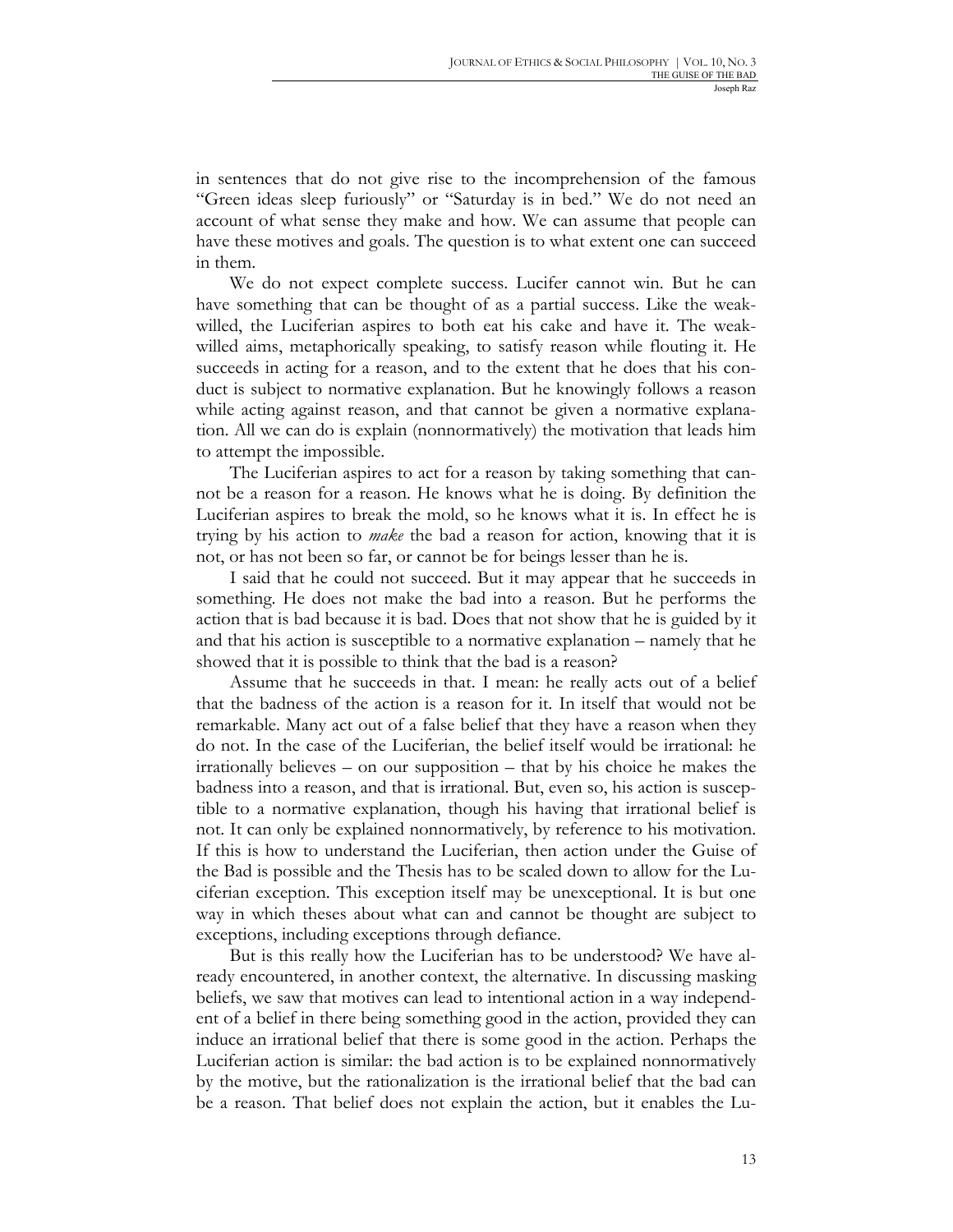in sentences that do not give rise to the incomprehension of the famous "Green ideas sleep furiously" or "Saturday is in bed." We do not need an account of what sense they make and how. We can assume that people can have these motives and goals. The question is to what extent one can succeed in them.

We do not expect complete success. Lucifer cannot win. But he can have something that can be thought of as a partial success. Like the weak-willed, the Luciferian aspires to both eat his cake and have it. The weak-willed aims, metaphorically speaking, to satisfy reason while flouting it. He succeeds in acting for a reason, and to the extent that he does that his conduct is subject to normative explanation. But he knowingly follows a reason while acting against reason, and that cannot be given a normative explanation. All we can do is explain (nonnormatively) the motivation that leads him to attempt the impossible.

The Luciferian aspires to act for a reason by taking something that cannot be a reason for a reason. He knows what he is doing. By definition the Luciferian aspires to break the mold, so he knows what it is. In effect he is trying by his action to *make* the bad a reason for action, knowing that it is not, or has not been so far, or cannot be for beings lesser than he is.

I said that he could not succeed. But it may appear that he succeeds in something. He does not make the bad into a reason. But he performs the action that is bad because it is bad. Does that not show that he is guided by it and that his action is susceptible to a normative explanation – namely that he showed that it is possible to think that the bad is a reason?

Assume that he succeeds in that. I mean: he really acts out of a belief that the badness of the action is a reason for it. In itself that would not be remarkable. Many act out of a false belief that they have a reason when they do not. In the case of the Luciferian, the belief itself would be irrational: he irrationally believes – on our supposition – that by his choice he makes the badness into a reason, and that is irrational. But, even so, his action is susceptible to a normative explanation, though his having that irrational belief is not. It can only be explained nonnormatively, by reference to his motivation. If this is how to understand the Luciferian, then action under the Guise of the Bad is possible and the Thesis has to be scaled down to allow for the Luciferian exception. This exception itself may be unexceptional. It is but one way in which theses about what can and cannot be thought are subject to exceptions, including exceptions through defiance.

But is this really how the Luciferian has to be understood? We have already encountered, in another context, the alternative. In discussing masking beliefs, we saw that motives can lead to intentional action in a way independent of a belief in there being something good in the action, provided they can induce an irrational belief that there is some good in the action. Perhaps the Luciferian action is similar: the bad action is to be explained nonnormatively by the motive, but the rationalization is the irrational belief that the bad can be a reason. That belief does not explain the action, but it enables the Lu-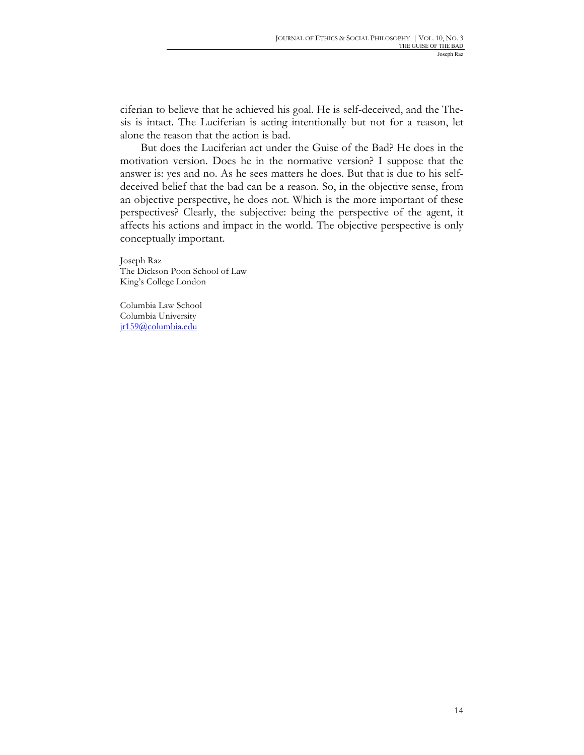ciferian to believe that he achieved his goal. He is self-deceived, and the Thesis is intact. The Luciferian is acting intentionally but not for a reason, let alone the reason that the action is bad.

But does the Luciferian act under the Guise of the Bad? He does in the motivation version. Does he in the normative version? I suppose that the answer is: yes and no. As he sees matters he does. But that is due to his self-deceived belief that the bad can be a reason. So, in the objective sense, from an objective perspective, he does not. Which is the more important of these perspectives? Clearly, the subjective: being the perspective of the agent, it affects his actions and impact in the world. The objective perspective is only conceptually important.

Joseph Raz
The Dickson Poon School of Law
King's College London

Columbia Law School
Columbia University
jr159@columbia.edu